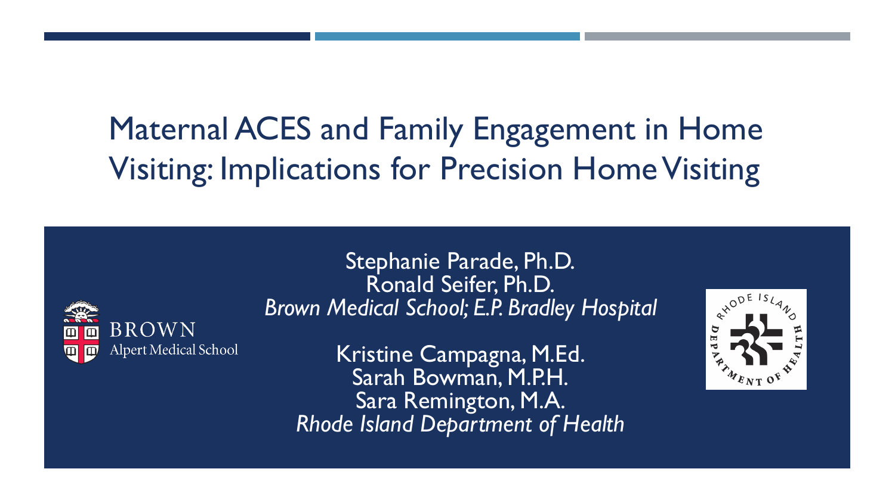# Maternal ACES and Family Engagement in Home Visiting: Implications for Precision Home Visiting

Stephanie Parade, Ph.D.
Ronald Seifer, Ph.D.
*Brown Medical School; E.P. Bradley Hospital*

Kristine Campagna, M.Ed.
Sarah Bowman, M.P.H.
Sara Remington, M.A.
*Rhode Island Department of Health*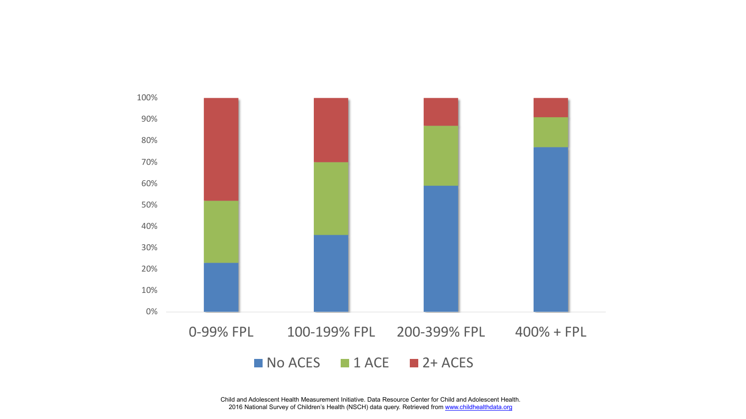100%
90%
80%
70%
60%
50%
40%
30%
20%
10%
0%

0-99% FPL | 100-199% FPL | 200-399% FPL | 400% + FPL

No ACES | 1 ACE | 2+ ACES

Child and Adolescent Health Measurement Initiative. Data Resource Center for Child and Adolescent Health. 2016 National Survey of Children's Health (NSCH) data query. Retrieved from www.childhealthdata.org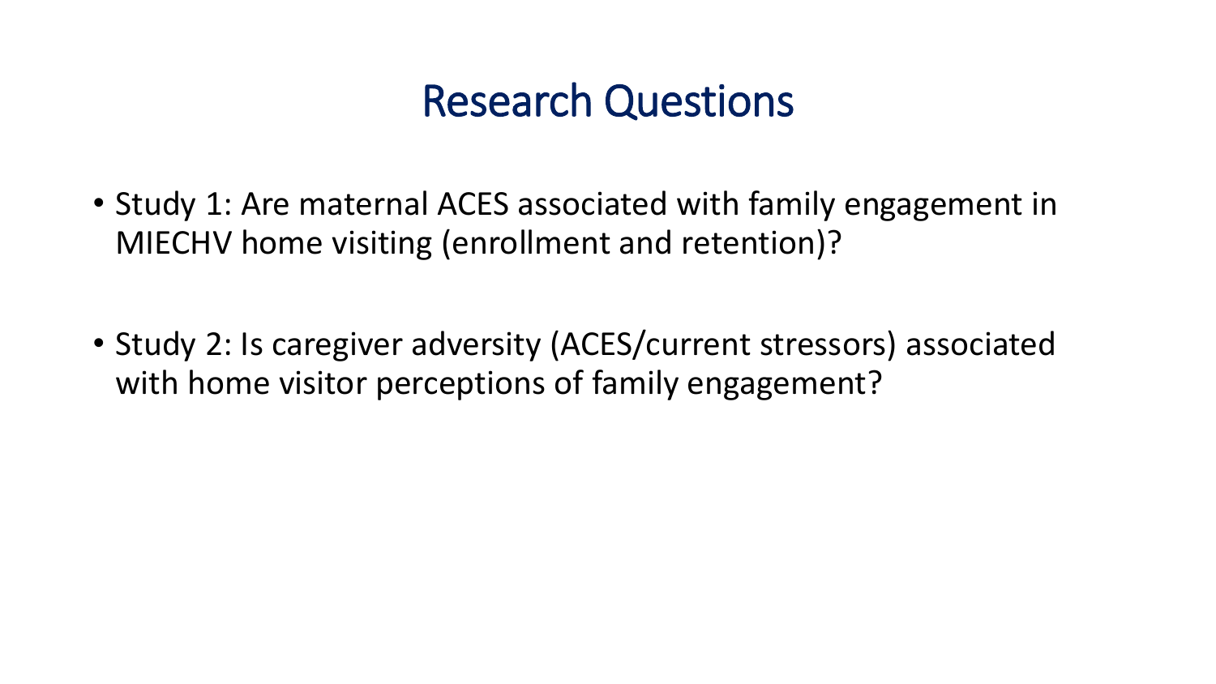# Research Questions

- Study 1: Are maternal ACES associated with family engagement in MIECHV home visiting (enrollment and retention)?

- Study 2: Is caregiver adversity (ACES/current stressors) associated with home visitor perceptions of family engagement?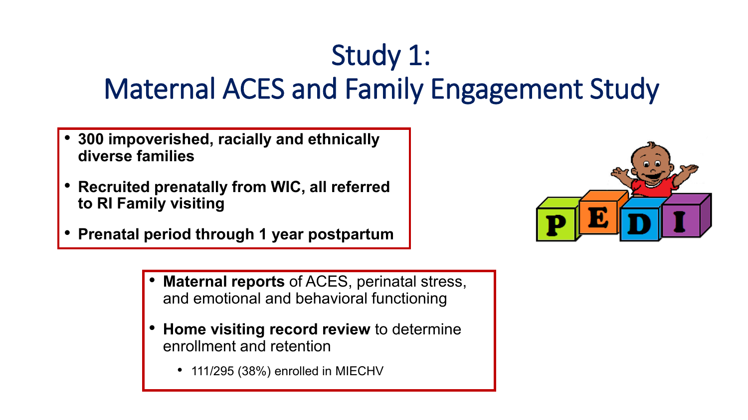# Study 1:
# Maternal ACES and Family Engagement Study

- **300 impoverished, racially and ethnically diverse families**
- **Recruited prenatally from WIC, all referred to RI Family visiting**
- **Prenatal period through 1 year postpartum**

- **Maternal reports** of ACES, perinatal stress, and emotional and behavioral functioning
- **Home visiting record review** to determine enrollment and retention
  - 111/295 (38%) enrolled in MIECHV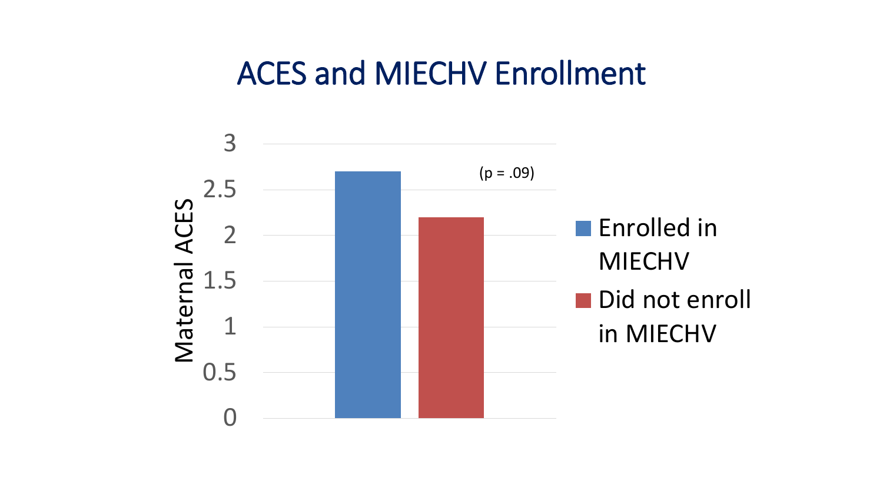# ACES and MIECHV Enrollment

Maternal ACES

3
2.5
2
1.5
1
0.5
0

(p = .09)

Enrolled in MIECHV

Did not enroll in MIECHV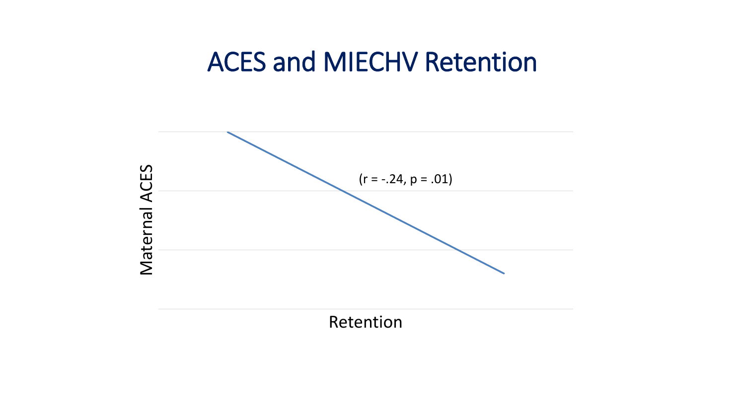# ACES and MIECHV Retention

Maternal ACES

$(r = -.24, p = .01)$

Retention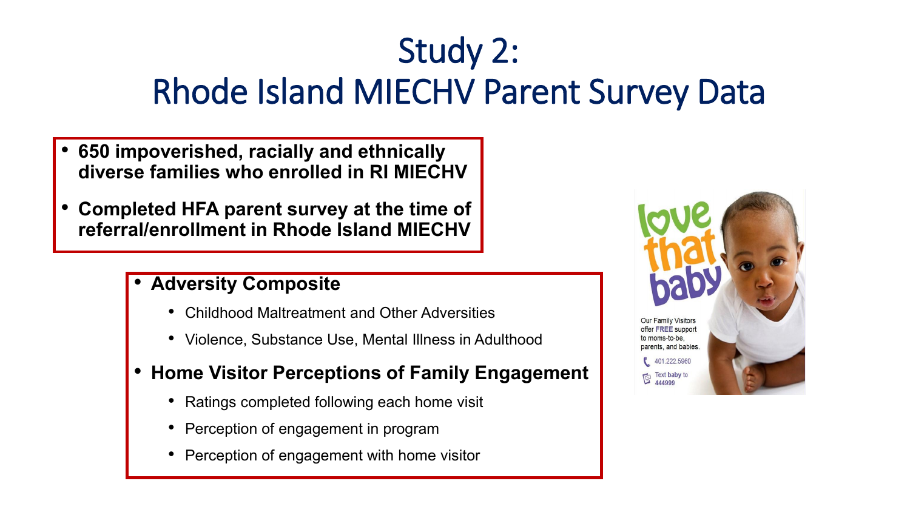# Study 2:
# Rhode Island MIECHV Parent Survey Data

- **650 impoverished, racially and ethnically diverse families who enrolled in RI MIECHV**
- **Completed HFA parent survey at the time of referral/enrollment in Rhode Island MIECHV**

- **Adversity Composite**
  - Childhood Maltreatment and Other Adversities
  - Violence, Substance Use, Mental Illness in Adulthood
- **Home Visitor Perceptions of Family Engagement**
  - Ratings completed following each home visit
  - Perception of engagement in program
  - Perception of engagement with home visitor

love that baby

Our Family Visitors offer **FREE** support to moms-to-be, parents, and babies.

401.222.5960

Text baby to 444999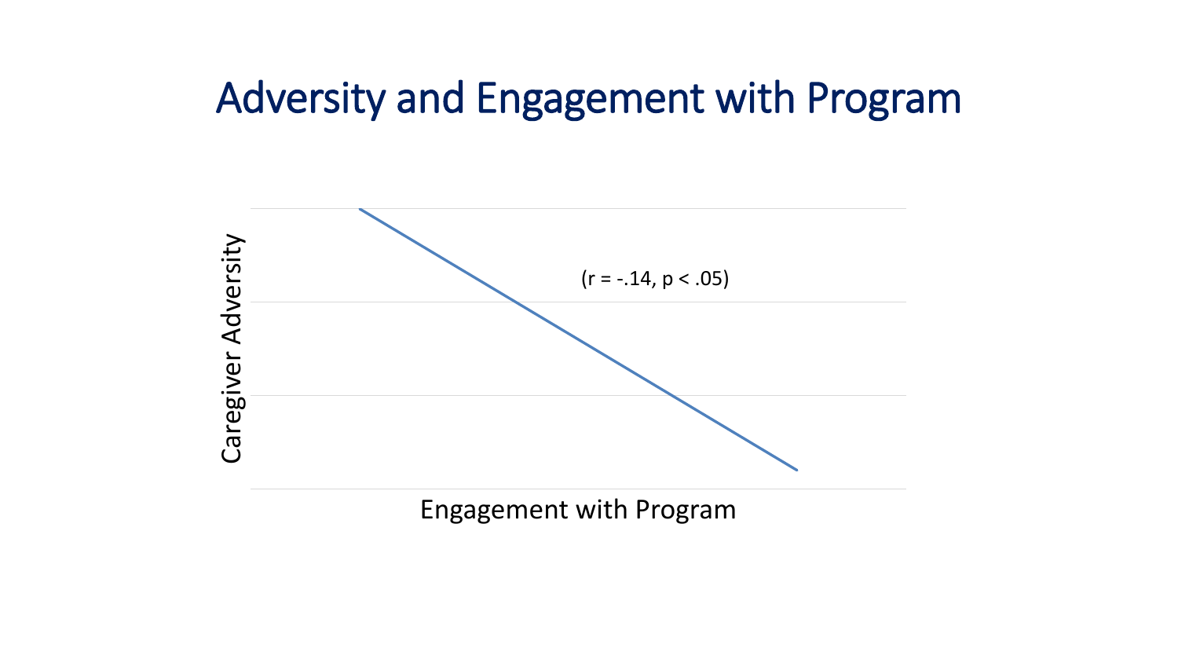# Adversity and Engagement with Program

Caregiver Adversity

(r = -.14, $p < .05$)

Engagement with Program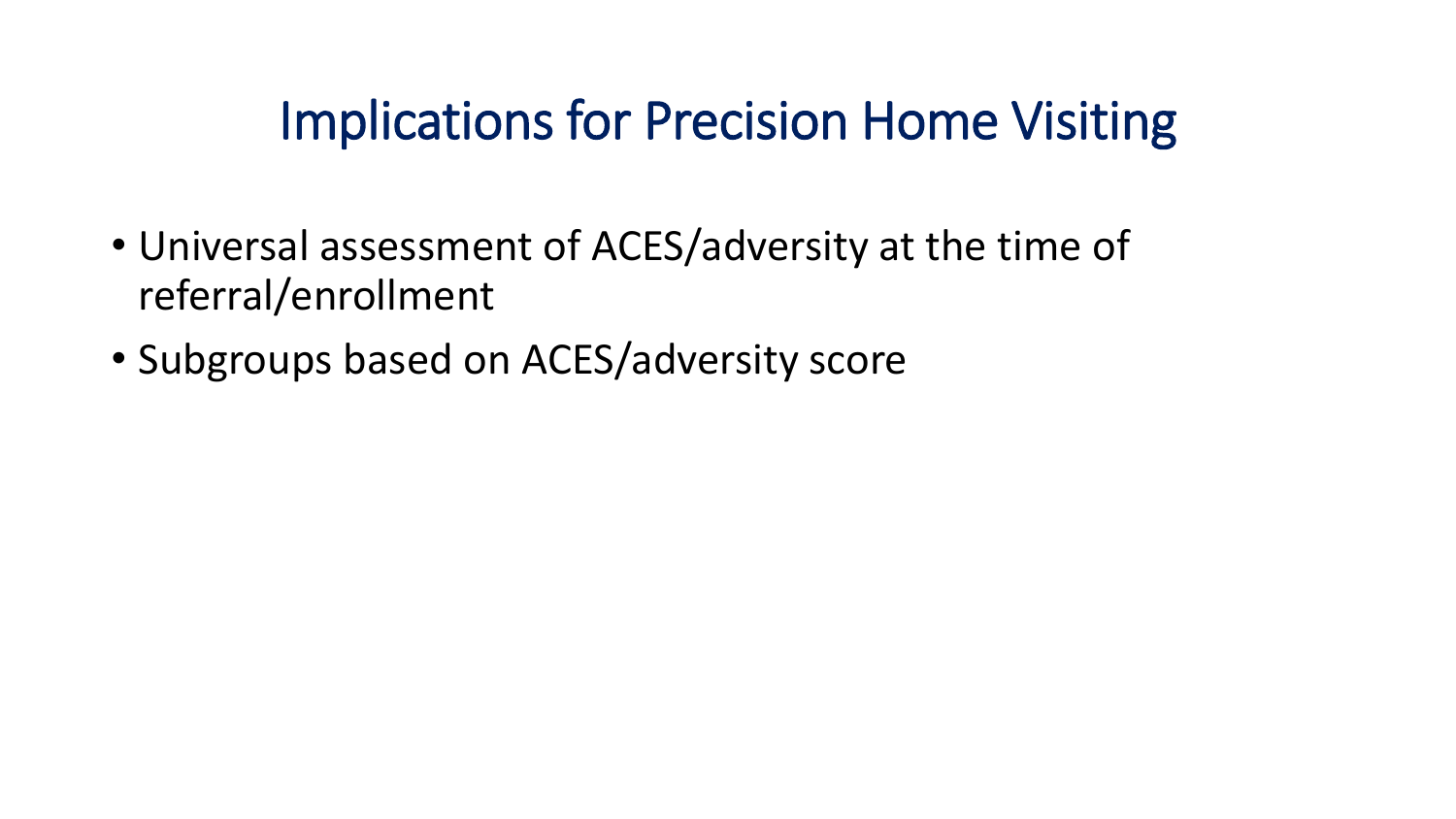# Implications for Precision Home Visiting

- Universal assessment of ACES/adversity at the time of referral/enrollment
- Subgroups based on ACES/adversity score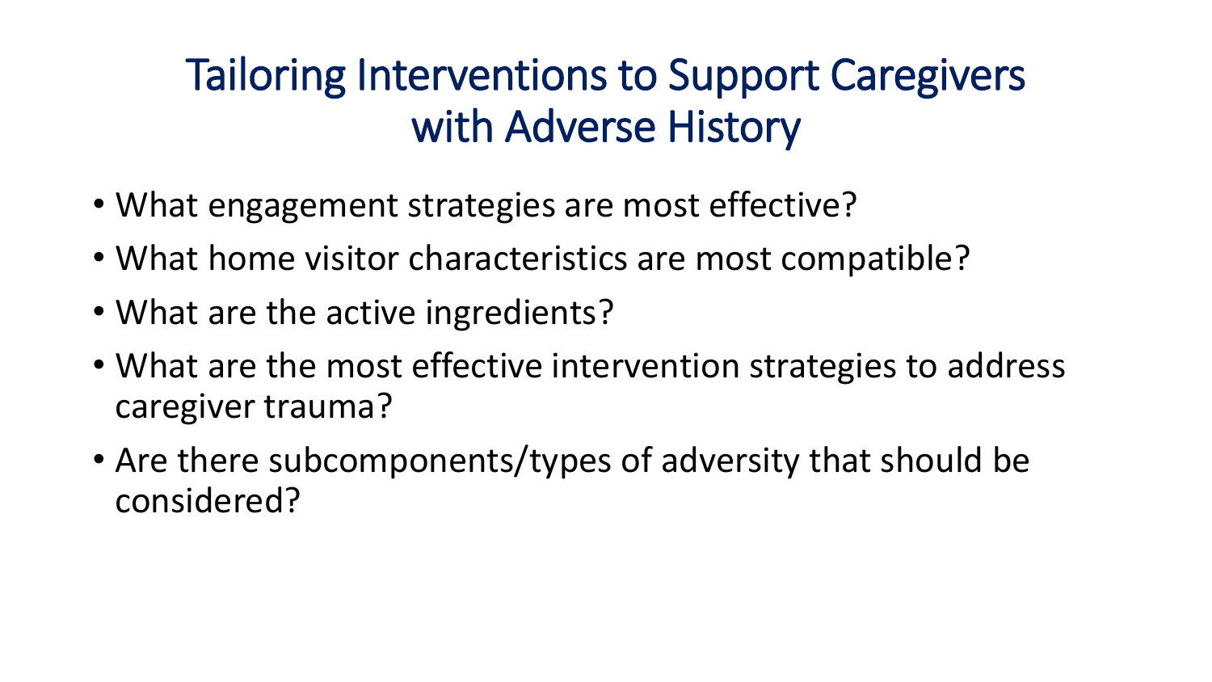# Tailoring Interventions to Support Caregivers with Adverse History

- What engagement strategies are most effective?
- What home visitor characteristics are most compatible?
- What are the active ingredients?
- What are the most effective intervention strategies to address caregiver trauma?
- Are there subcomponents/types of adversity that should be considered?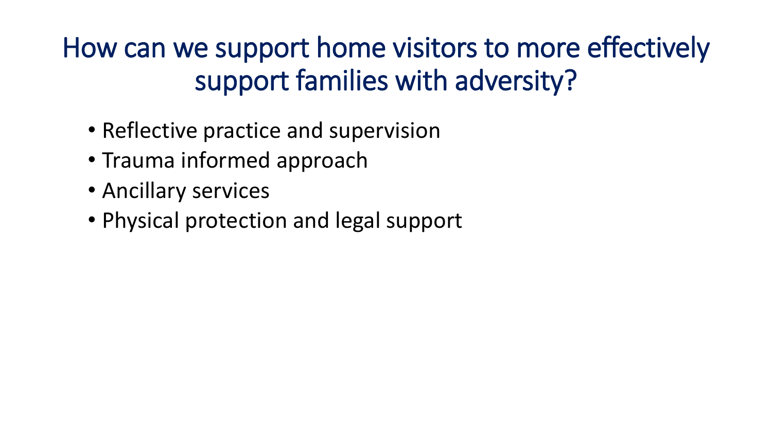# How can we support home visitors to more effectively support families with adversity?

- Reflective practice and supervision
- Trauma informed approach
- Ancillary services
- Physical protection and legal support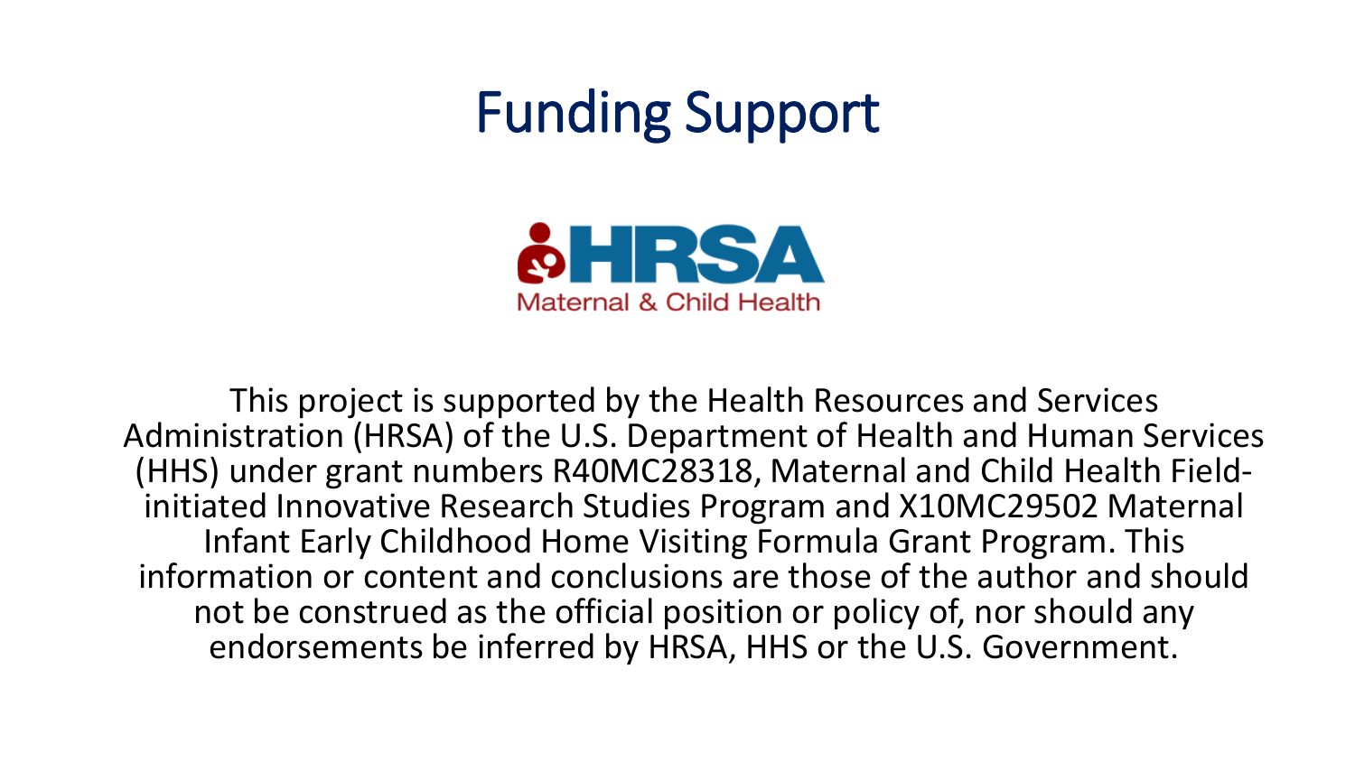# Funding Support

HRSA
Maternal & Child Health

This project is supported by the Health Resources and Services Administration (HRSA) of the U.S. Department of Health and Human Services (HHS) under grant numbers R40MC28318, Maternal and Child Health Field-initiated Innovative Research Studies Program and X10MC29502 Maternal Infant Early Childhood Home Visiting Formula Grant Program. This information or content and conclusions are those of the author and should not be construed as the official position or policy of, nor should any endorsements be inferred by HRSA, HHS or the U.S. Government.